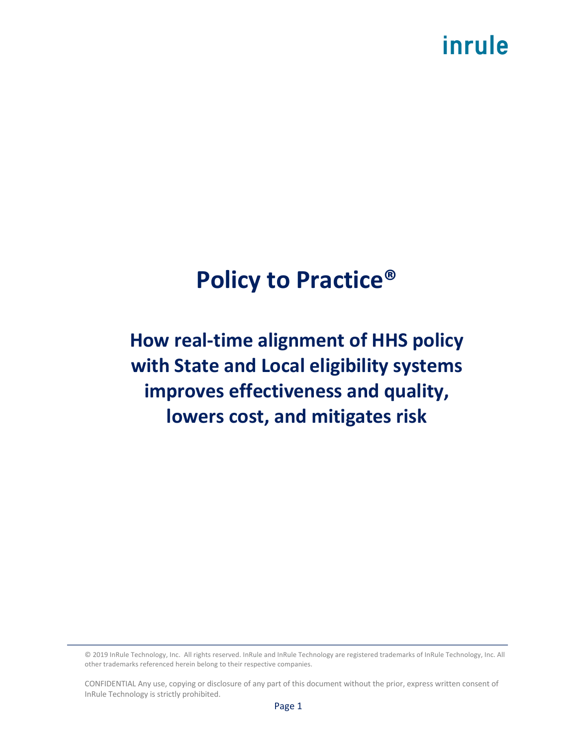inrule

# Policy to Practice®

## How real-time alignment of HHS policy with State and Local eligibility systems improves effectiveness and quality, lowers cost, and mitigates risk

© 2019 InRule Technology, Inc. All rights reserved. InRule and InRule Technology are registered trademarks of InRule Technology, Inc. All other trademarks referenced herein belong to their respective companies.

CONFIDENTIAL Any use, copying or disclosure of any part of this document without the prior, express written consent of InRule Technology is strictly prohibited.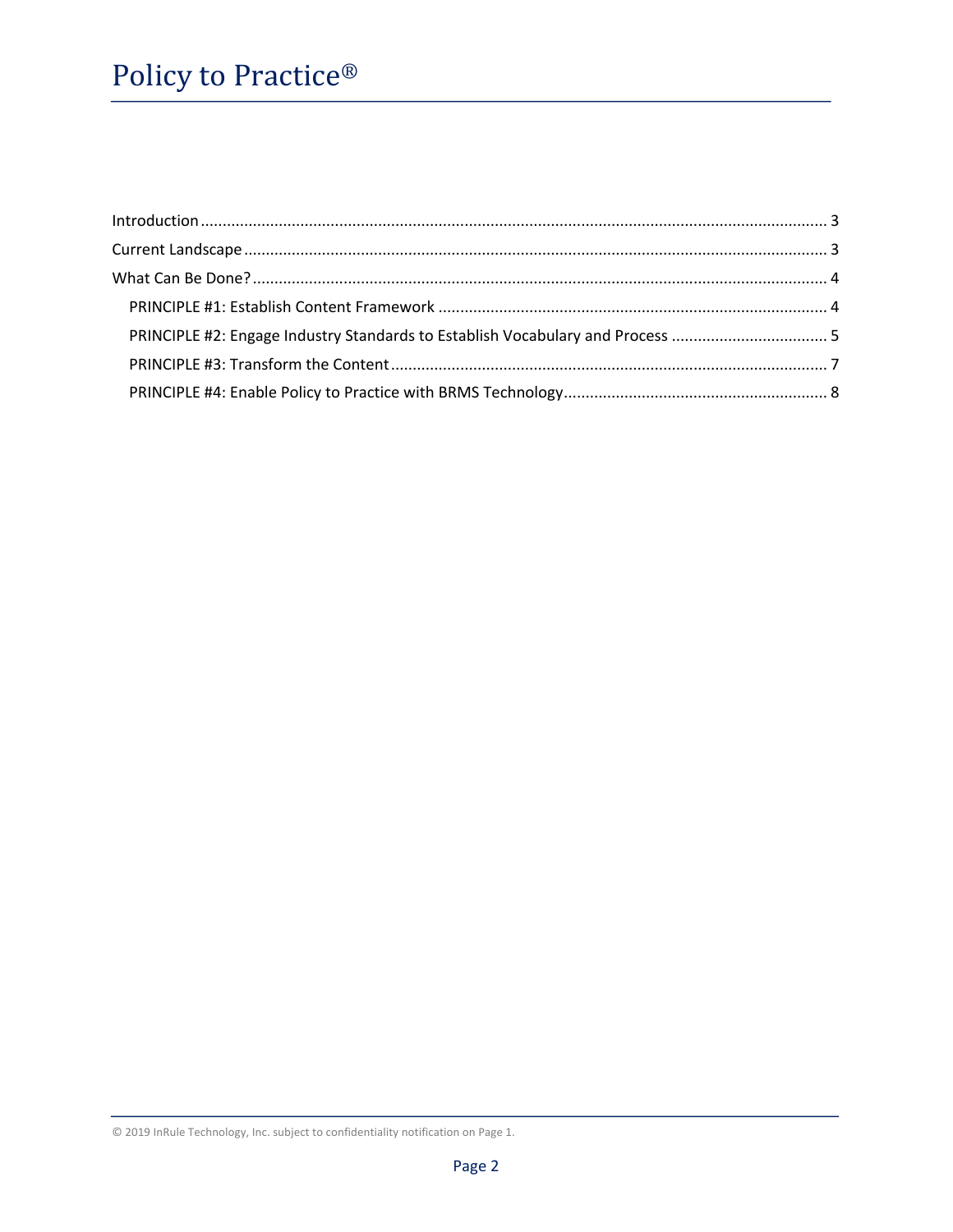Introduction ........ 3

Current Landscape ........ 3

What Can Be Done? ........ 4

- PRINCIPLE #1: Establish Content Framework ........ 4
- PRINCIPLE #2: Engage Industry Standards to Establish Vocabulary and Process ........ 5
- PRINCIPLE #3: Transform the Content ........ 7
- PRINCIPLE #4: Enable Policy to Practice with BRMS Technology ........ 8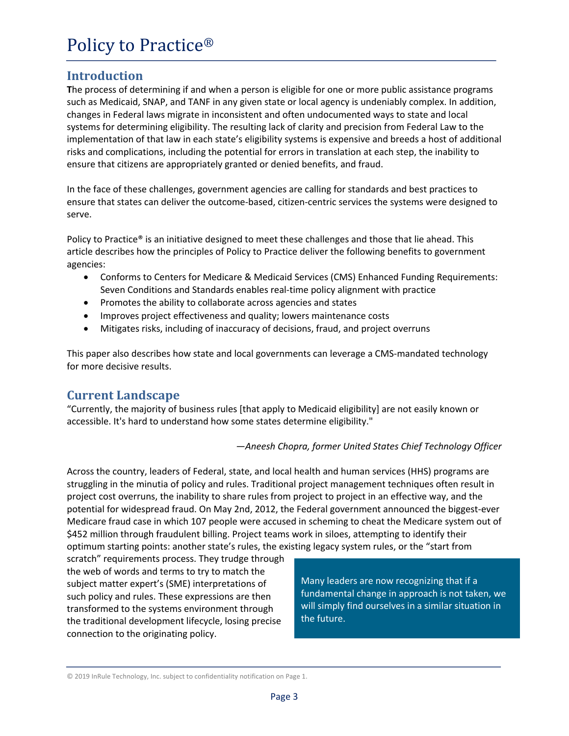# Policy to Practice®

## Introduction

**T**he process of determining if and when a person is eligible for one or more public assistance programs such as Medicaid, SNAP, and TANF in any given state or local agency is undeniably complex. In addition, changes in Federal laws migrate in inconsistent and often undocumented ways to state and local systems for determining eligibility. The resulting lack of clarity and precision from Federal Law to the implementation of that law in each state's eligibility systems is expensive and breeds a host of additional risks and complications, including the potential for errors in translation at each step, the inability to ensure that citizens are appropriately granted or denied benefits, and fraud.

In the face of these challenges, government agencies are calling for standards and best practices to ensure that states can deliver the outcome-based, citizen-centric services the systems were designed to serve.

Policy to Practice® is an initiative designed to meet these challenges and those that lie ahead. This article describes how the principles of Policy to Practice deliver the following benefits to government agencies:

- Conforms to Centers for Medicare & Medicaid Services (CMS) Enhanced Funding Requirements: Seven Conditions and Standards enables real-time policy alignment with practice
- Promotes the ability to collaborate across agencies and states
- Improves project effectiveness and quality; lowers maintenance costs
- Mitigates risks, including of inaccuracy of decisions, fraud, and project overruns

This paper also describes how state and local governments can leverage a CMS-mandated technology for more decisive results.

## Current Landscape

"Currently, the majority of business rules [that apply to Medicaid eligibility] are not easily known or accessible. It's hard to understand how some states determine eligibility."

*—Aneesh Chopra, former United States Chief Technology Officer*

Across the country, leaders of Federal, state, and local health and human services (HHS) programs are struggling in the minutia of policy and rules. Traditional project management techniques often result in project cost overruns, the inability to share rules from project to project in an effective way, and the potential for widespread fraud. On May 2nd, 2012, the Federal government announced the biggest-ever Medicare fraud case in which 107 people were accused in scheming to cheat the Medicare system out of $452 million through fraudulent billing. Project teams work in siloes, attempting to identify their optimum starting points: another state's rules, the existing legacy system rules, or the "start from scratch" requirements process. They trudge through the web of words and terms to try to match the subject matter expert's (SME) interpretations of such policy and rules. These expressions are then transformed to the systems environment through the traditional development lifecycle, losing precise connection to the originating policy.

> Many leaders are now recognizing that if a fundamental change in approach is not taken, we will simply find ourselves in a similar situation in the future.

© 2019 InRule Technology, Inc. subject to confidentiality notification on Page 1.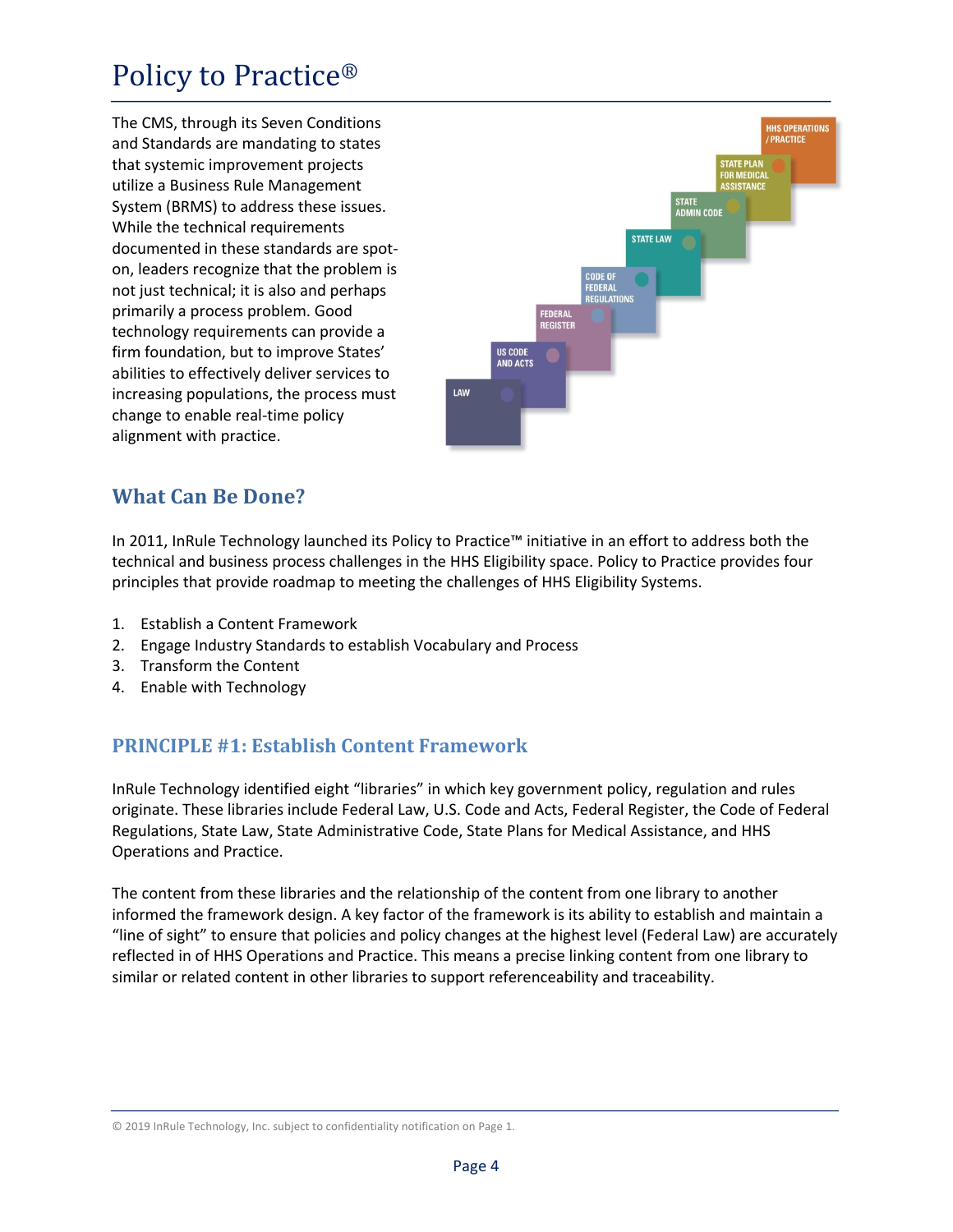# Policy to Practice®

The CMS, through its Seven Conditions and Standards are mandating to states that systemic improvement projects utilize a Business Rule Management System (BRMS) to address these issues. While the technical requirements documented in these standards are spot-on, leaders recognize that the problem is not just technical; it is also and perhaps primarily a process problem. Good technology requirements can provide a firm foundation, but to improve States' abilities to effectively deliver services to increasing populations, the process must change to enable real-time policy alignment with practice.

## What Can Be Done?

In 2011, InRule Technology launched its Policy to Practice™ initiative in an effort to address both the technical and business process challenges in the HHS Eligibility space. Policy to Practice provides four principles that provide roadmap to meeting the challenges of HHS Eligibility Systems.

1. Establish a Content Framework
2. Engage Industry Standards to establish Vocabulary and Process
3. Transform the Content
4. Enable with Technology

### PRINCIPLE #1: Establish Content Framework

InRule Technology identified eight "libraries" in which key government policy, regulation and rules originate. These libraries include Federal Law, U.S. Code and Acts, Federal Register, the Code of Federal Regulations, State Law, State Administrative Code, State Plans for Medical Assistance, and HHS Operations and Practice.

The content from these libraries and the relationship of the content from one library to another informed the framework design. A key factor of the framework is its ability to establish and maintain a "line of sight" to ensure that policies and policy changes at the highest level (Federal Law) are accurately reflected in of HHS Operations and Practice. This means a precise linking content from one library to similar or related content in other libraries to support referenceability and traceability.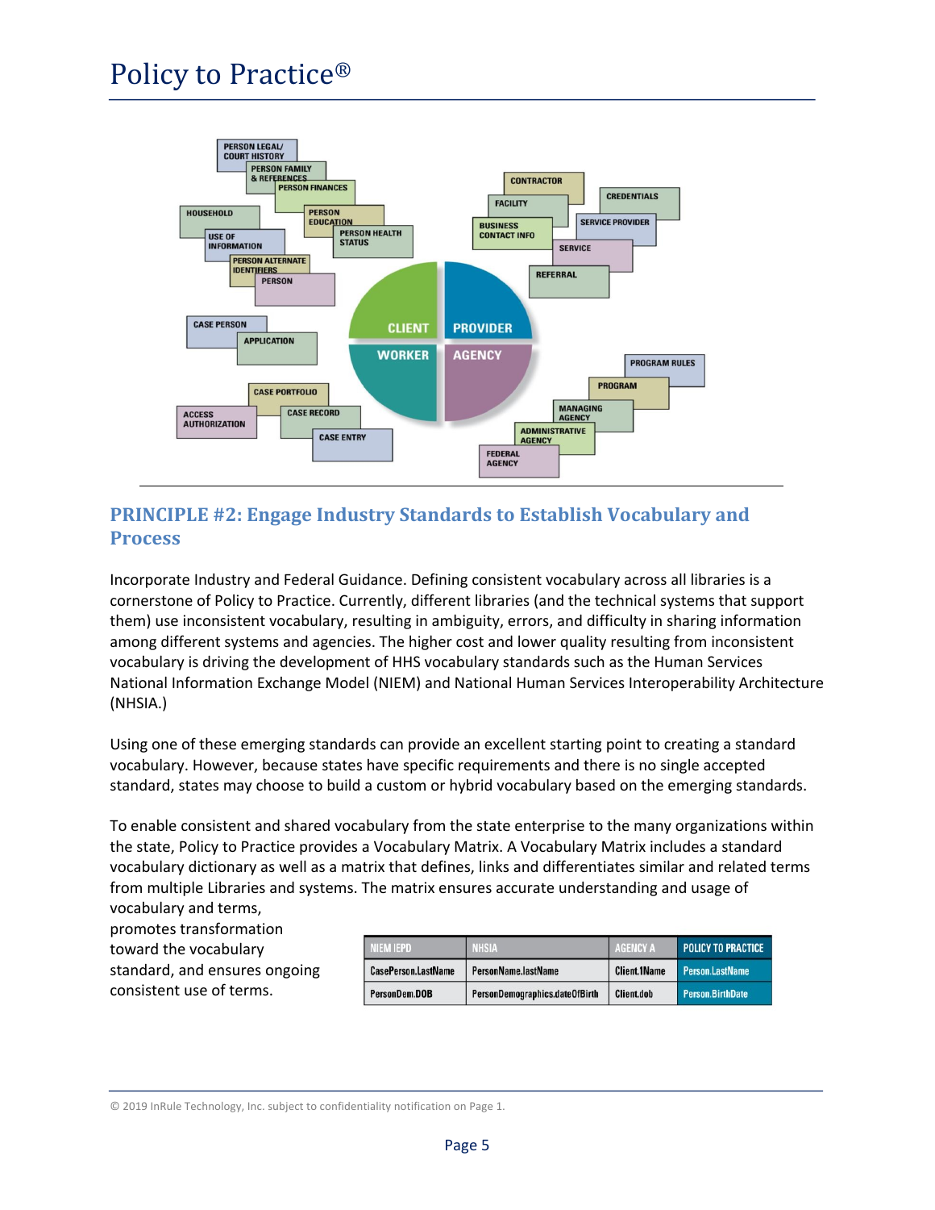# Policy to Practice®

CLIENT PROVIDER WORKER AGENCY

PERSON LEGAL/ COURT HISTORY, PERSON FAMILY & REFERENCES, PERSON FINANCES, HOUSEHOLD, PERSON EDUCATION, PERSON HEALTH STATUS, USE OF INFORMATION, PERSON ALTERNATE IDENTIFIERS, PERSON, CONTRACTOR, FACILITY, CREDENTIALS, BUSINESS CONTACT INFO, SERVICE PROVIDER, SERVICE, REFERRAL, CASE PERSON, APPLICATION, PROGRAM RULES, PROGRAM, CASE PORTFOLIO, MANAGING AGENCY, ACCESS AUTHORIZATION, CASE RECORD, ADMINISTRATIVE AGENCY, CASE ENTRY, FEDERAL AGENCY

## PRINCIPLE #2: Engage Industry Standards to Establish Vocabulary and Process

Incorporate Industry and Federal Guidance. Defining consistent vocabulary across all libraries is a cornerstone of Policy to Practice. Currently, different libraries (and the technical systems that support them) use inconsistent vocabulary, resulting in ambiguity, errors, and difficulty in sharing information among different systems and agencies. The higher cost and lower quality resulting from inconsistent vocabulary is driving the development of HHS vocabulary standards such as the Human Services National Information Exchange Model (NIEM) and National Human Services Interoperability Architecture (NHSIA.)

Using one of these emerging standards can provide an excellent starting point to creating a standard vocabulary. However, because states have specific requirements and there is no single accepted standard, states may choose to build a custom or hybrid vocabulary based on the emerging standards.

To enable consistent and shared vocabulary from the state enterprise to the many organizations within the state, Policy to Practice provides a Vocabulary Matrix. A Vocabulary Matrix includes a standard vocabulary dictionary as well as a matrix that defines, links and differentiates similar and related terms from multiple Libraries and systems. The matrix ensures accurate understanding and usage of vocabulary and terms, promotes transformation toward the vocabulary standard, and ensures ongoing consistent use of terms.

| NIEM IEPD | NHSIA | AGENCY A | POLICY TO PRACTICE |
|---|---|---|---|
| CasePerson.LastName | PersonName.lastName | Client.1Name | Person.LastName |
| PersonDem.DOB | PersonDemographics.dateOfBirth | Client.dob | Person.BirthDate |

© 2019 InRule Technology, Inc. subject to confidentiality notification on Page 1.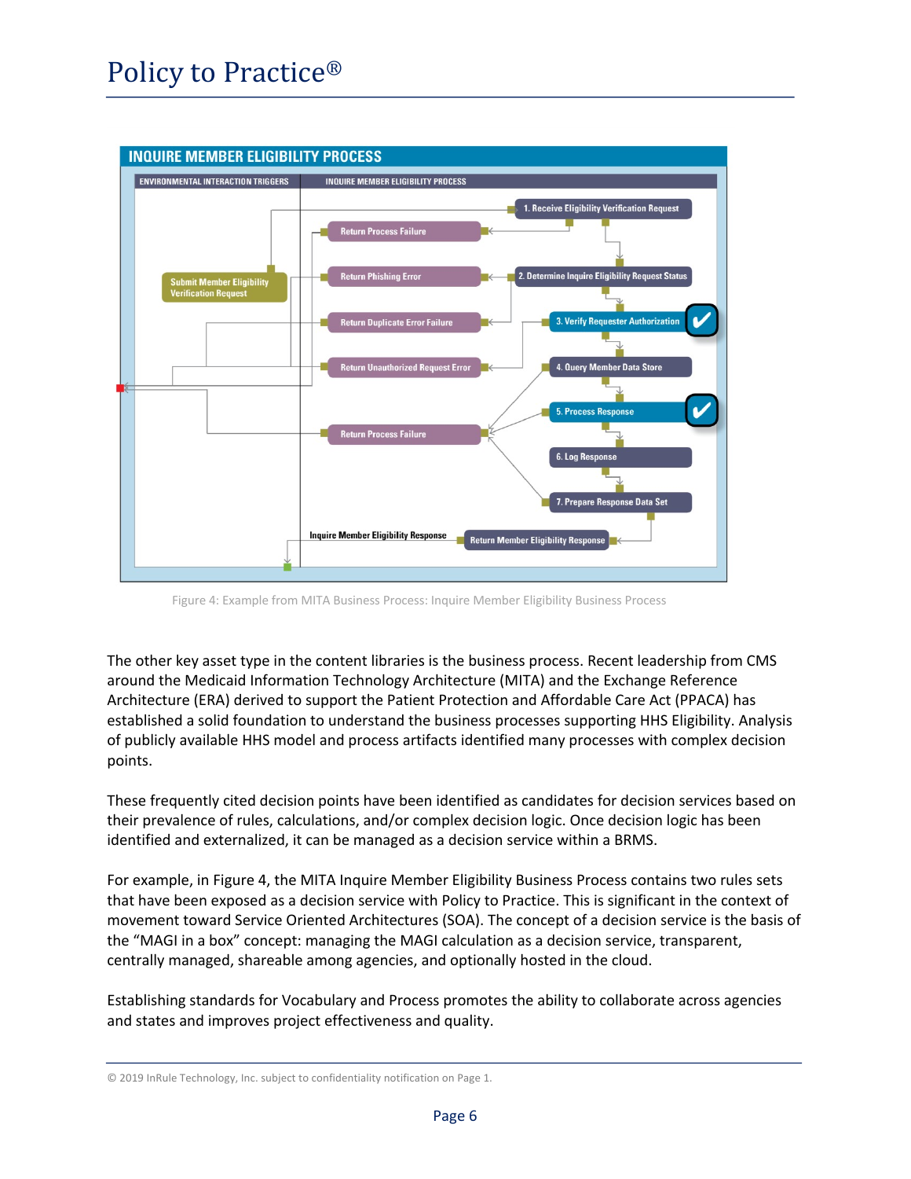Figure 4: Example from MITA Business Process: Inquire Member Eligibility Business Process

The other key asset type in the content libraries is the business process. Recent leadership from CMS around the Medicaid Information Technology Architecture (MITA) and the Exchange Reference Architecture (ERA) derived to support the Patient Protection and Affordable Care Act (PPACA) has established a solid foundation to understand the business processes supporting HHS Eligibility. Analysis of publicly available HHS model and process artifacts identified many processes with complex decision points.

These frequently cited decision points have been identified as candidates for decision services based on their prevalence of rules, calculations, and/or complex decision logic. Once decision logic has been identified and externalized, it can be managed as a decision service within a BRMS.

For example, in Figure 4, the MITA Inquire Member Eligibility Business Process contains two rules sets that have been exposed as a decision service with Policy to Practice. This is significant in the context of movement toward Service Oriented Architectures (SOA). The concept of a decision service is the basis of the "MAGI in a box" concept: managing the MAGI calculation as a decision service, transparent, centrally managed, shareable among agencies, and optionally hosted in the cloud.

Establishing standards for Vocabulary and Process promotes the ability to collaborate across agencies and states and improves project effectiveness and quality.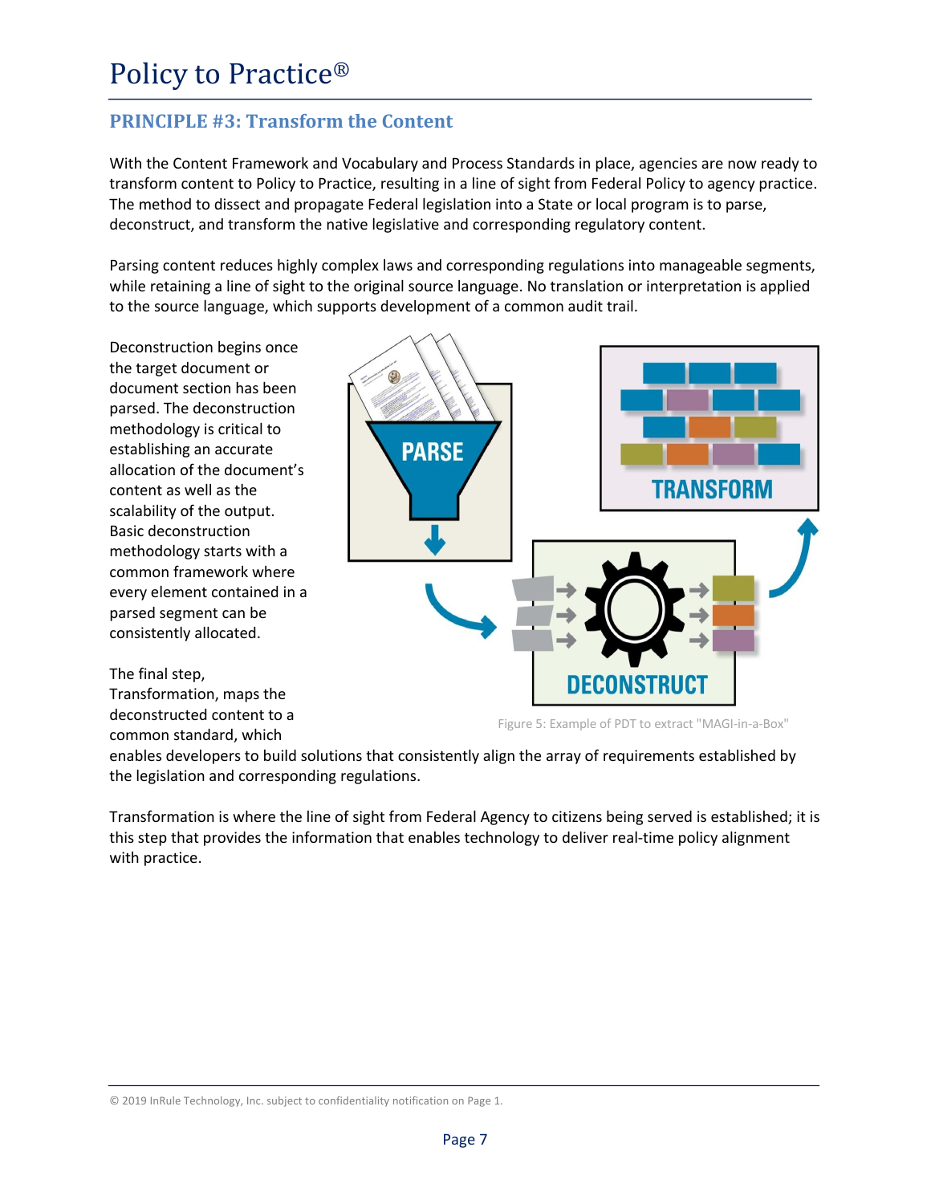# Policy to Practice®

## PRINCIPLE #3: Transform the Content

With the Content Framework and Vocabulary and Process Standards in place, agencies are now ready to transform content to Policy to Practice, resulting in a line of sight from Federal Policy to agency practice. The method to dissect and propagate Federal legislation into a State or local program is to parse, deconstruct, and transform the native legislative and corresponding regulatory content.

Parsing content reduces highly complex laws and corresponding regulations into manageable segments, while retaining a line of sight to the original source language. No translation or interpretation is applied to the source language, which supports development of a common audit trail.

Deconstruction begins once the target document or document section has been parsed. The deconstruction methodology is critical to establishing an accurate allocation of the document's content as well as the scalability of the output. Basic deconstruction methodology starts with a common framework where every element contained in a parsed segment can be consistently allocated.

Figure 5: Example of PDT to extract "MAGI-in-a-Box"

The final step, Transformation, maps the deconstructed content to a common standard, which enables developers to build solutions that consistently align the array of requirements established by the legislation and corresponding regulations.

Transformation is where the line of sight from Federal Agency to citizens being served is established; it is this step that provides the information that enables technology to deliver real-time policy alignment with practice.

© 2019 InRule Technology, Inc. subject to confidentiality notification on Page 1.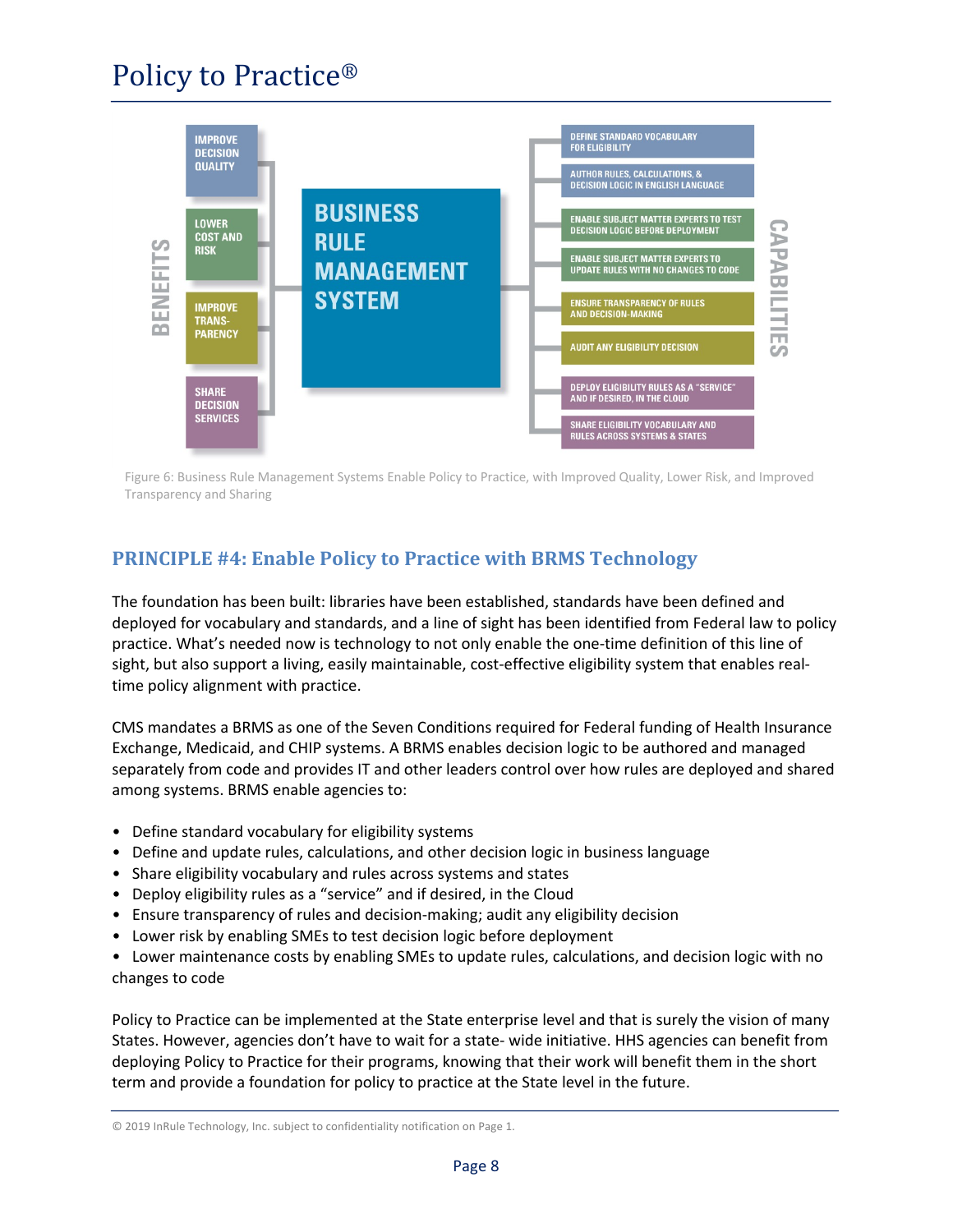# Policy to Practice®

BENEFITS

IMPROVE DECISION QUALITY

LOWER COST AND RISK

IMPROVE TRANS-PARENCY

SHARE DECISION SERVICES

BUSINESS RULE MANAGEMENT SYSTEM

CAPABILITIES

DEFINE STANDARD VOCABULARY FOR ELIGIBILITY

AUTHOR RULES, CALCULATIONS, & DECISION LOGIC IN ENGLISH LANGUAGE

ENABLE SUBJECT MATTER EXPERTS TO TEST DECISION LOGIC BEFORE DEPLOYMENT

ENABLE SUBJECT MATTER EXPERTS TO UPDATE RULES WITH NO CHANGES TO CODE

ENSURE TRANSPARENCY OF RULES AND DECISION-MAKING

AUDIT ANY ELIGIBILITY DECISION

DEPLOY ELIGIBILITY RULES AS A "SERVICE" AND IF DESIRED, IN THE CLOUD

SHARE ELIGIBILITY VOCABULARY AND RULES ACROSS SYSTEMS & STATES

Figure 6: Business Rule Management Systems Enable Policy to Practice, with Improved Quality, Lower Risk, and Improved Transparency and Sharing

## PRINCIPLE #4: Enable Policy to Practice with BRMS Technology

The foundation has been built: libraries have been established, standards have been defined and deployed for vocabulary and standards, and a line of sight has been identified from Federal law to policy practice. What's needed now is technology to not only enable the one-time definition of this line of sight, but also support a living, easily maintainable, cost-effective eligibility system that enables real-time policy alignment with practice.

CMS mandates a BRMS as one of the Seven Conditions required for Federal funding of Health Insurance Exchange, Medicaid, and CHIP systems. A BRMS enables decision logic to be authored and managed separately from code and provides IT and other leaders control over how rules are deployed and shared among systems. BRMS enable agencies to:

- Define standard vocabulary for eligibility systems
- Define and update rules, calculations, and other decision logic in business language
- Share eligibility vocabulary and rules across systems and states
- Deploy eligibility rules as a "service" and if desired, in the Cloud
- Ensure transparency of rules and decision-making; audit any eligibility decision
- Lower risk by enabling SMEs to test decision logic before deployment
- Lower maintenance costs by enabling SMEs to update rules, calculations, and decision logic with no changes to code

Policy to Practice can be implemented at the State enterprise level and that is surely the vision of many States. However, agencies don't have to wait for a state- wide initiative. HHS agencies can benefit from deploying Policy to Practice for their programs, knowing that their work will benefit them in the short term and provide a foundation for policy to practice at the State level in the future.

© 2019 InRule Technology, Inc. subject to confidentiality notification on Page 1.